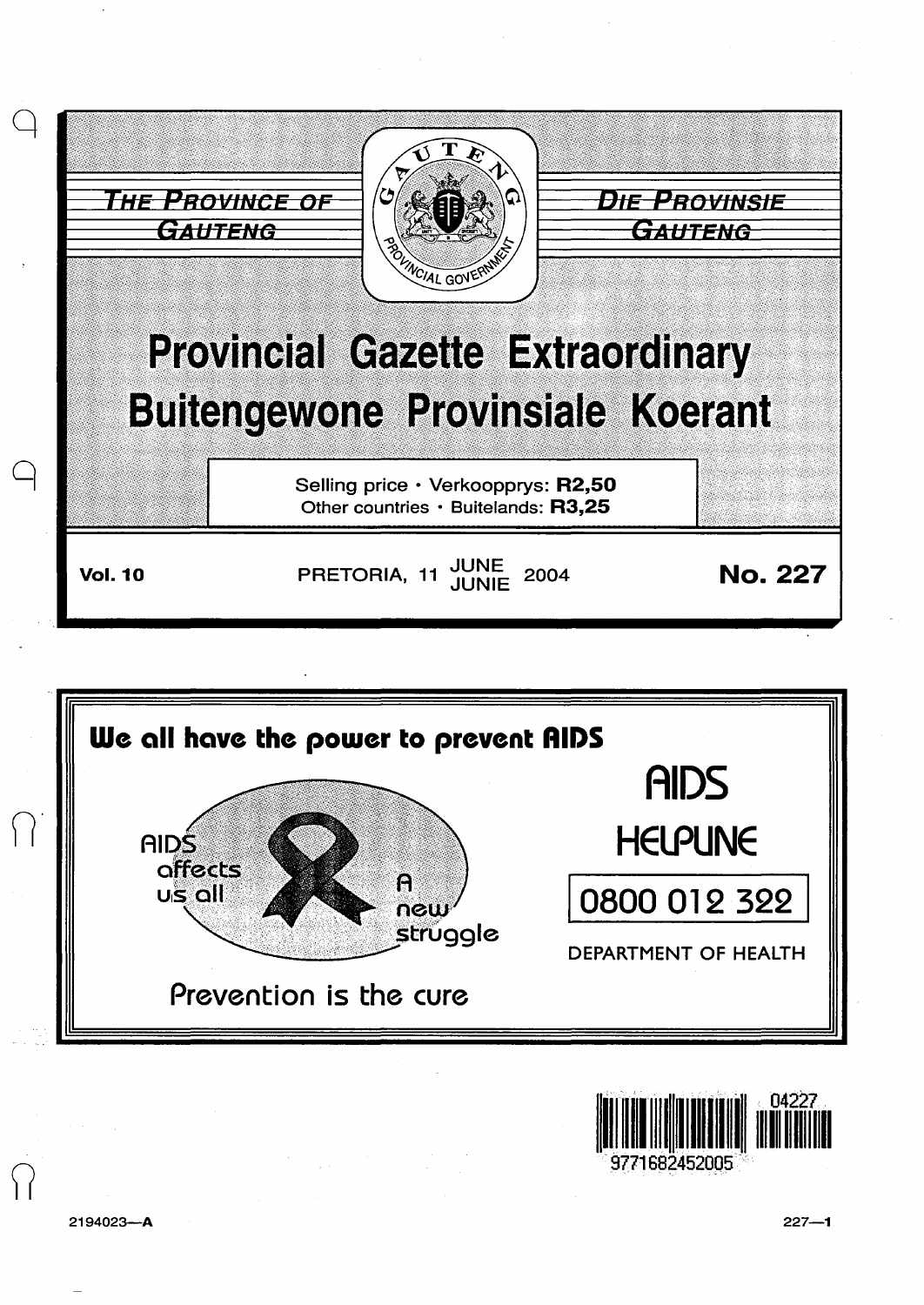THE PROVINCE OF GAUTENG

DIE PROVINSIE GAUTENG

# Provincial Gazette Extraordinary

# Buitengewone Provinsiale Koerant

Selling price · Verkoopprys: **R2,50**
Other countries · Buitelands: **R3,25**

**Vol. 10** PRETORIA, 11 JUNE JUNIE 2004 **No. 227**

**We all have the power to prevent AIDS**

AIDS affects us all

A new struggle

Prevention is the cure

AIDS HELPLINE

0800 012 322

DEPARTMENT OF HEALTH

2194023—A

227—1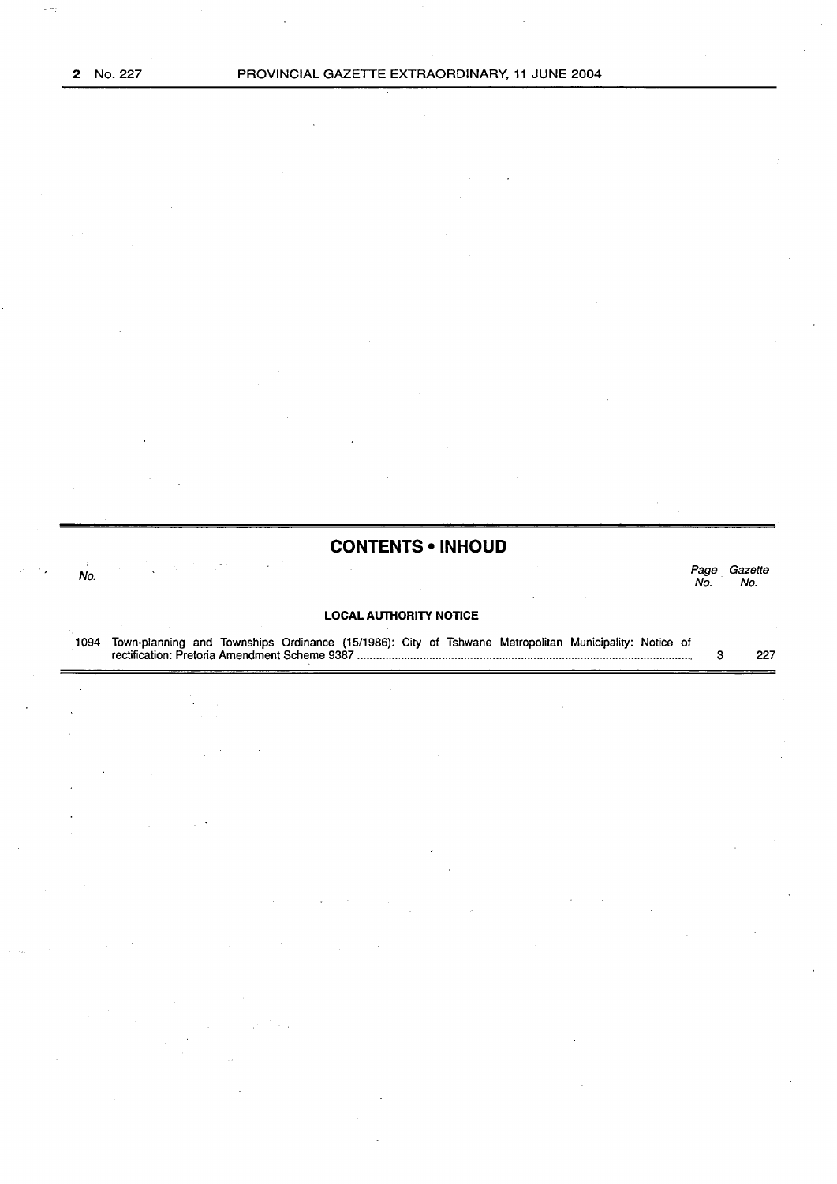## CONTENTS • INHOUD

| No. | | Page No. | Gazette No. |
|---|---|---|---|
| | **LOCAL AUTHORITY NOTICE** | | |
| 1094 | Town-planning and Townships Ordinance (15/1986): City of Tshwane Metropolitan Municipality: Notice of rectification: Pretoria Amendment Scheme 9387 | 3 | 227 |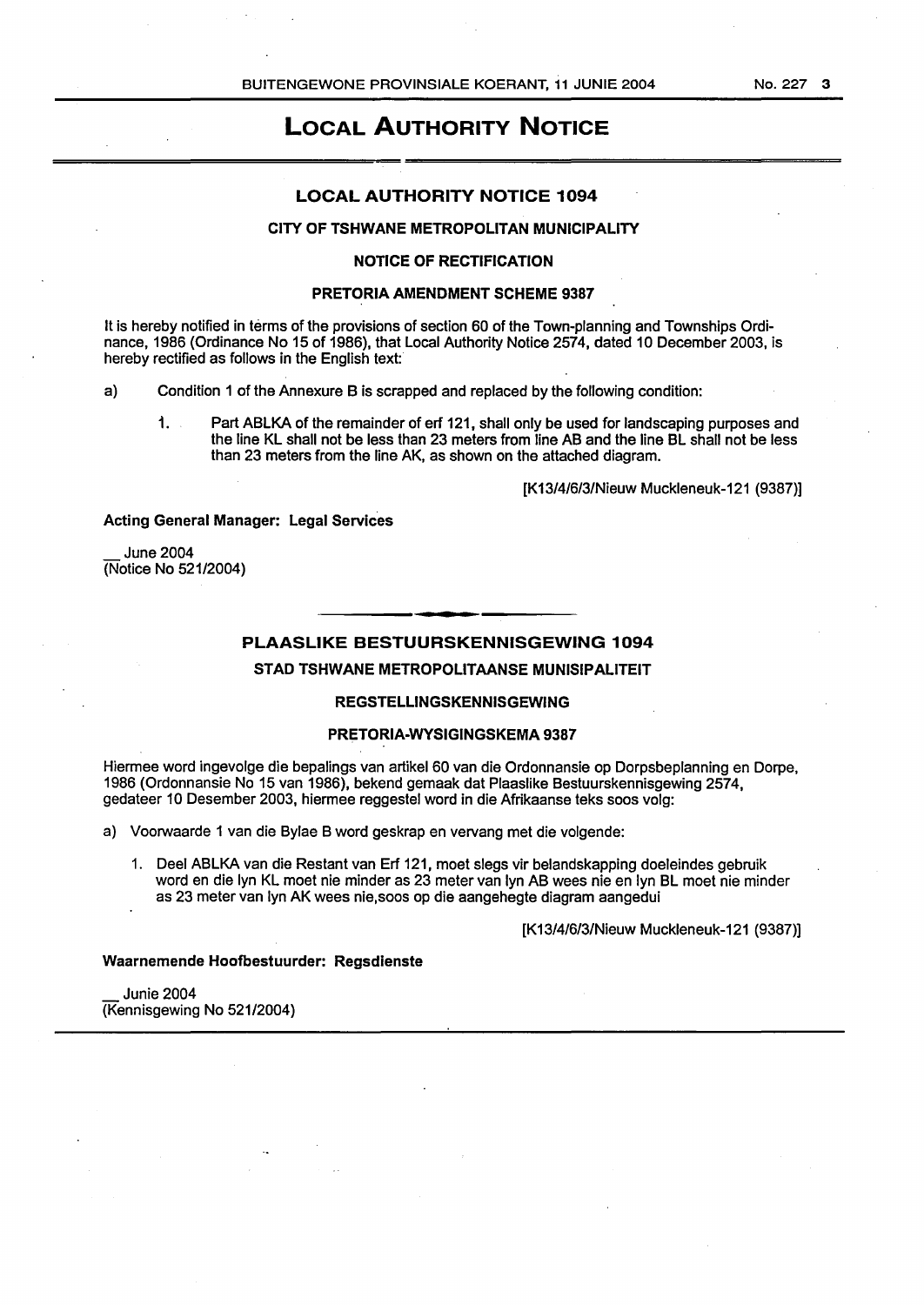# LOCAL AUTHORITY NOTICE

## LOCAL AUTHORITY NOTICE 1094

### CITY OF TSHWANE METROPOLITAN MUNICIPALITY

#### NOTICE OF RECTIFICATION

#### PRETORIA AMENDMENT SCHEME 9387

It is hereby notified in terms of the provisions of section 60 of the Town-planning and Townships Ordinance, 1986 (Ordinance No 15 of 1986), that Local Authority Notice 2574, dated 10 December 2003, is hereby rectified as follows in the English text:

a) Condition 1 of the Annexure B is scrapped and replaced by the following condition:

1. Part ABLKA of the remainder of erf 121, shall only be used for landscaping purposes and the line KL shall not be less than 23 meters from line AB and the line BL shall not be less than 23 meters from the line AK, as shown on the attached diagram.

[K13/4/6/3/Nieuw Muckleneuk-121 (9387)]

**Acting General Manager: Legal Services**

__ June 2004
(Notice No 521/2004)

## PLAASLIKE BESTUURSKENNISGEWING 1094

### STAD TSHWANE METROPOLITAANSE MUNISIPALITEIT

#### REGSTELLINGSKENNISGEWING

#### PRETORIA-WYSIGINGSKEMA 9387

Hiermee word ingevolge die bepalings van artikel 60 van die Ordonnansie op Dorpsbeplanning en Dorpe, 1986 (Ordonnansie No 15 van 1986), bekend gemaak dat Plaaslike Bestuurskennisgewing 2574, gedateer 10 Desember 2003, hiermee reggestel word in die Afrikaanse teks soos volg:

a) Voorwaarde 1 van die Bylae B word geskrap en vervang met die volgende:

1. Deel ABLKA van die Restant van Erf 121, moet slegs vir belandskapping doeleindes gebruik word en die lyn KL moet nie minder as 23 meter van lyn AB wees nie en lyn BL moet nie minder as 23 meter van lyn AK wees nie,soos op die aangehegte diagram aangedui

[K13/4/6/3/Nieuw Muckleneuk-121 (9387)]

**Waarnemende Hoofbestuurder: Regsdienste**

__ Junie 2004
(Kennisgewing No 521/2004)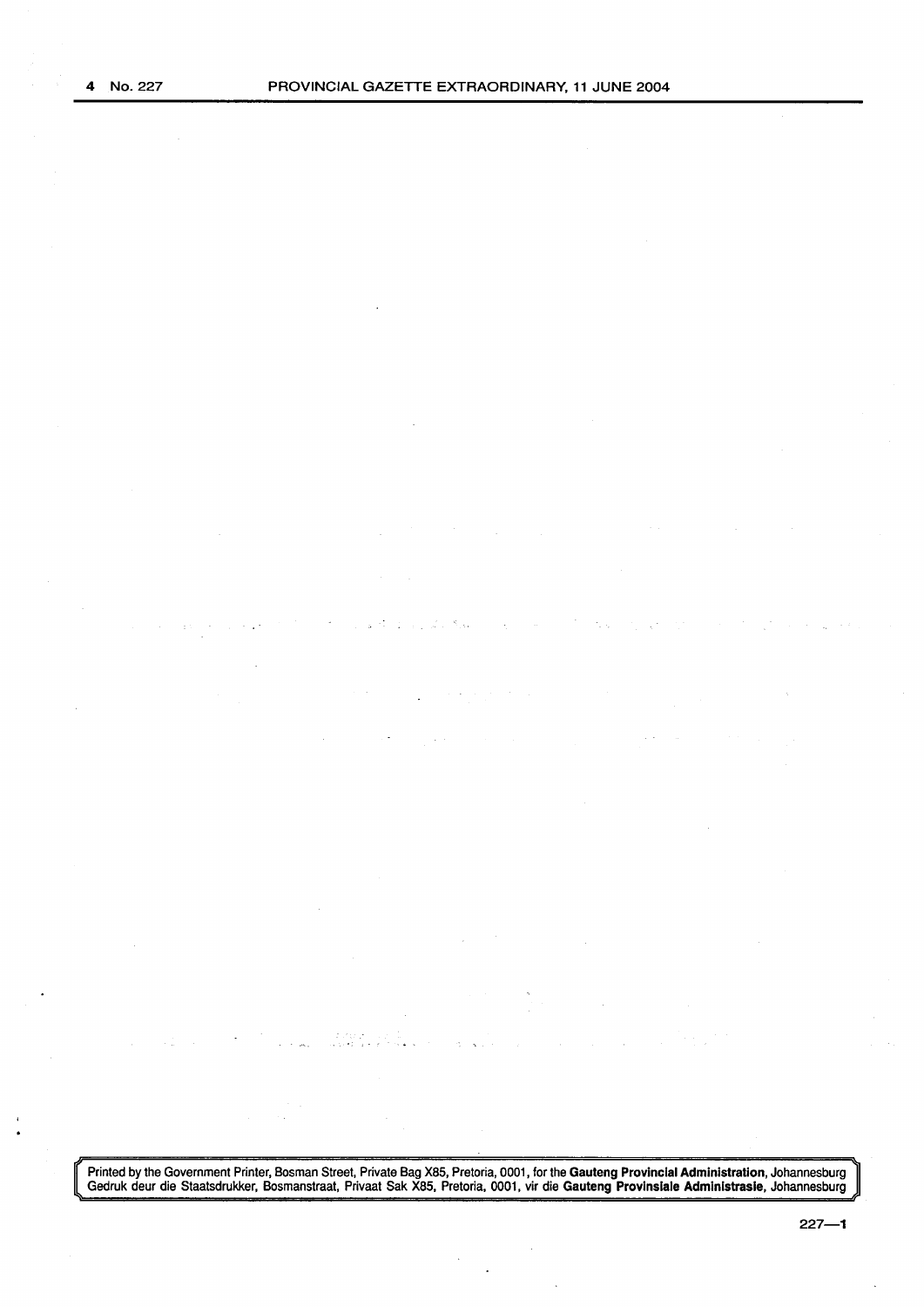Printed by the Government Printer, Bosman Street, Private Bag X85, Pretoria, 0001, for the **Gauteng Provincial Administration**, Johannesburg
Gedruk deur die Staatsdrukker, Bosmanstraat, Privaat Sak X85, Pretoria, 0001, vir die **Gauteng Provinsiale Administrasie**, Johannesburg

227—1